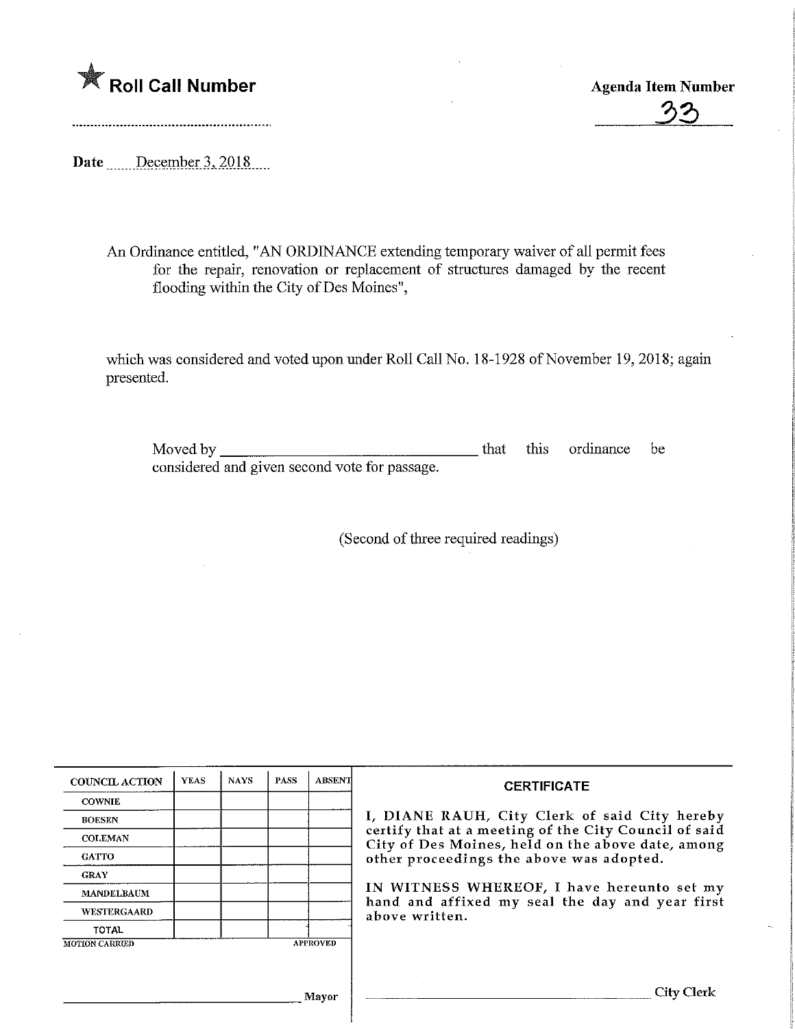★ **Roll Call Number**

**Agenda Item Number**

33

**Date** December 3, 2018

An Ordinance entitled, "AN ORDINANCE extending temporary waiver of all permit fees for the repair, renovation or replacement of structures damaged by the recent flooding within the City of Des Moines",

which was considered and voted upon under Roll Call No. 18-1928 of November 19, 2018; again presented.

Moved by ________________________________ that this ordinance be considered and given second vote for passage.

(Second of three required readings)

| COUNCIL ACTION | YEAS | NAYS | PASS | ABSENT |
|---|---|---|---|---|
| COWNIE | | | | |
| BOESEN | | | | |
| COLEMAN | | | | |
| GATTO | | | | |
| GRAY | | | | |
| MANDELBAUM | | | | |
| WESTERGAARD | | | | |
| TOTAL | | | | |

MOTION CARRIED APPROVED

________________________________ Mayor

**CERTIFICATE**

I, DIANE RAUH, City Clerk of said City hereby certify that at a meeting of the City Council of said City of Des Moines, held on the above date, among other proceedings the above was adopted.

IN WITNESS WHEREOF, I have hereunto set my hand and affixed my seal the day and year first above written.

________________________________ City Clerk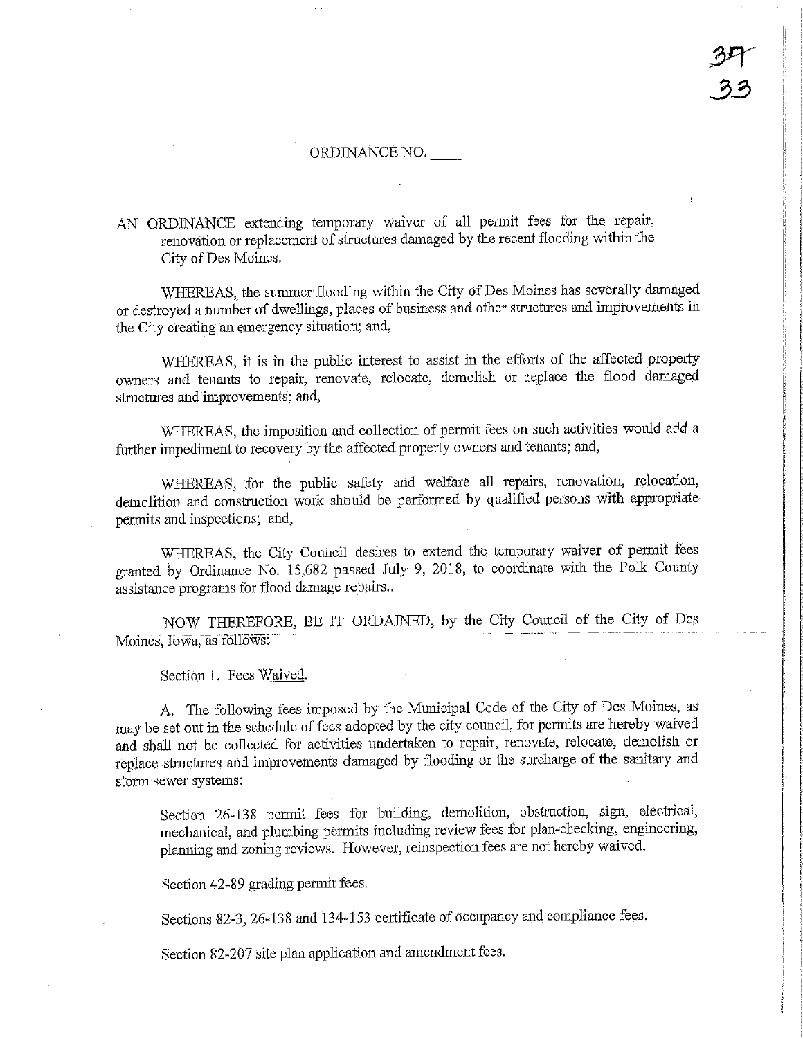ORDINANCE NO. ____

AN ORDINANCE extending temporary waiver of all permit fees for the repair, renovation or replacement of structures damaged by the recent flooding within the City of Des Moines.

WHEREAS, the summer flooding within the City of Des Moines has severally damaged or destroyed a number of dwellings, places of business and other structures and improvements in the City creating an emergency situation; and,

WHEREAS, it is in the public interest to assist in the efforts of the affected property owners and tenants to repair, renovate, relocate, demolish or replace the flood damaged structures and improvements; and,

WHEREAS, the imposition and collection of permit fees on such activities would add a further impediment to recovery by the affected property owners and tenants; and,

WHEREAS, for the public safety and welfare all repairs, renovation, relocation, demolition and construction work should be performed by qualified persons with appropriate permits and inspections; and,

WHEREAS, the City Council desires to extend the temporary waiver of permit fees granted by Ordinance No. 15,682 passed July 9, 2018, to coordinate with the Polk County assistance programs for flood damage repairs..

NOW THEREFORE, BE IT ORDAINED, by the City Council of the City of Des Moines, Iowa, as follows:

Section 1. Fees Waived.

A. The following fees imposed by the Municipal Code of the City of Des Moines, as may be set out in the schedule of fees adopted by the city council, for permits are hereby waived and shall not be collected for activities undertaken to repair, renovate, relocate, demolish or replace structures and improvements damaged by flooding or the surcharge of the sanitary and storm sewer systems:

Section 26-138 permit fees for building, demolition, obstruction, sign, electrical, mechanical, and plumbing permits including review fees for plan-checking, engineering, planning and zoning reviews. However, reinspection fees are not hereby waived.

Section 42-89 grading permit fees.

Sections 82-3, 26-138 and 134-153 certificate of occupancy and compliance fees.

Section 82-207 site plan application and amendment fees.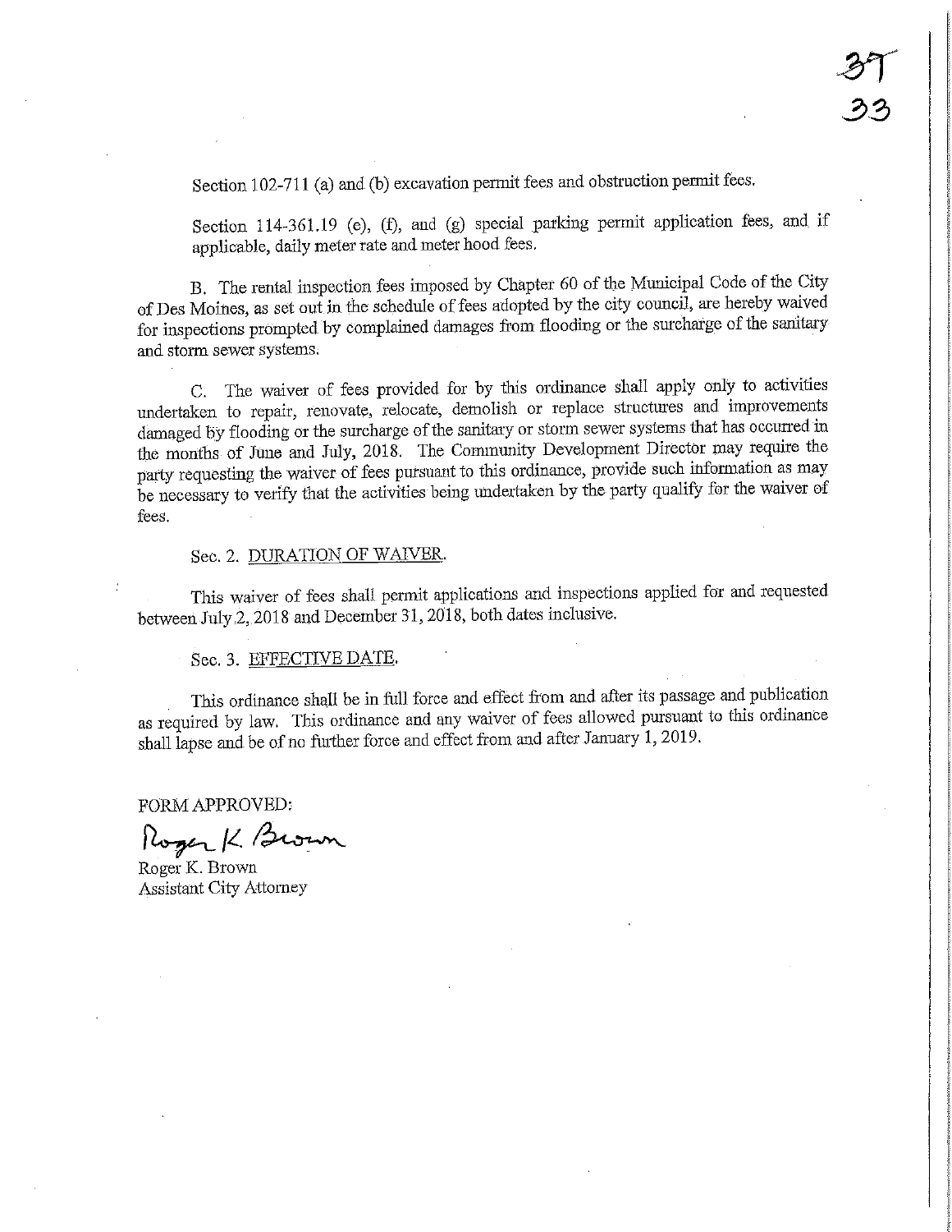Section 102-711 (a) and (b) excavation permit fees and obstruction permit fees.

Section 114-361.19 (e), (f), and (g) special parking permit application fees, and if applicable, daily meter rate and meter hood fees.

B. The rental inspection fees imposed by Chapter 60 of the Municipal Code of the City of Des Moines, as set out in the schedule of fees adopted by the city council, are hereby waived for inspections prompted by complained damages from flooding or the surcharge of the sanitary and storm sewer systems.

C. The waiver of fees provided for by this ordinance shall apply only to activities undertaken to repair, renovate, relocate, demolish or replace structures and improvements damaged by flooding or the surcharge of the sanitary or storm sewer systems that has occurred in the months of June and July, 2018. The Community Development Director may require the party requesting the waiver of fees pursuant to this ordinance, provide such information as may be necessary to verify that the activities being undertaken by the party qualify for the waiver of fees.

Sec. 2. DURATION OF WAIVER.

This waiver of fees shall permit applications and inspections applied for and requested between July 2, 2018 and December 31, 2018, both dates inclusive.

Sec. 3. EFFECTIVE DATE.

This ordinance shall be in full force and effect from and after its passage and publication as required by law. This ordinance and any waiver of fees allowed pursuant to this ordinance shall lapse and be of no further force and effect from and after January 1, 2019.

FORM APPROVED:

Roger K. Brown

Roger K. Brown
Assistant City Attorney